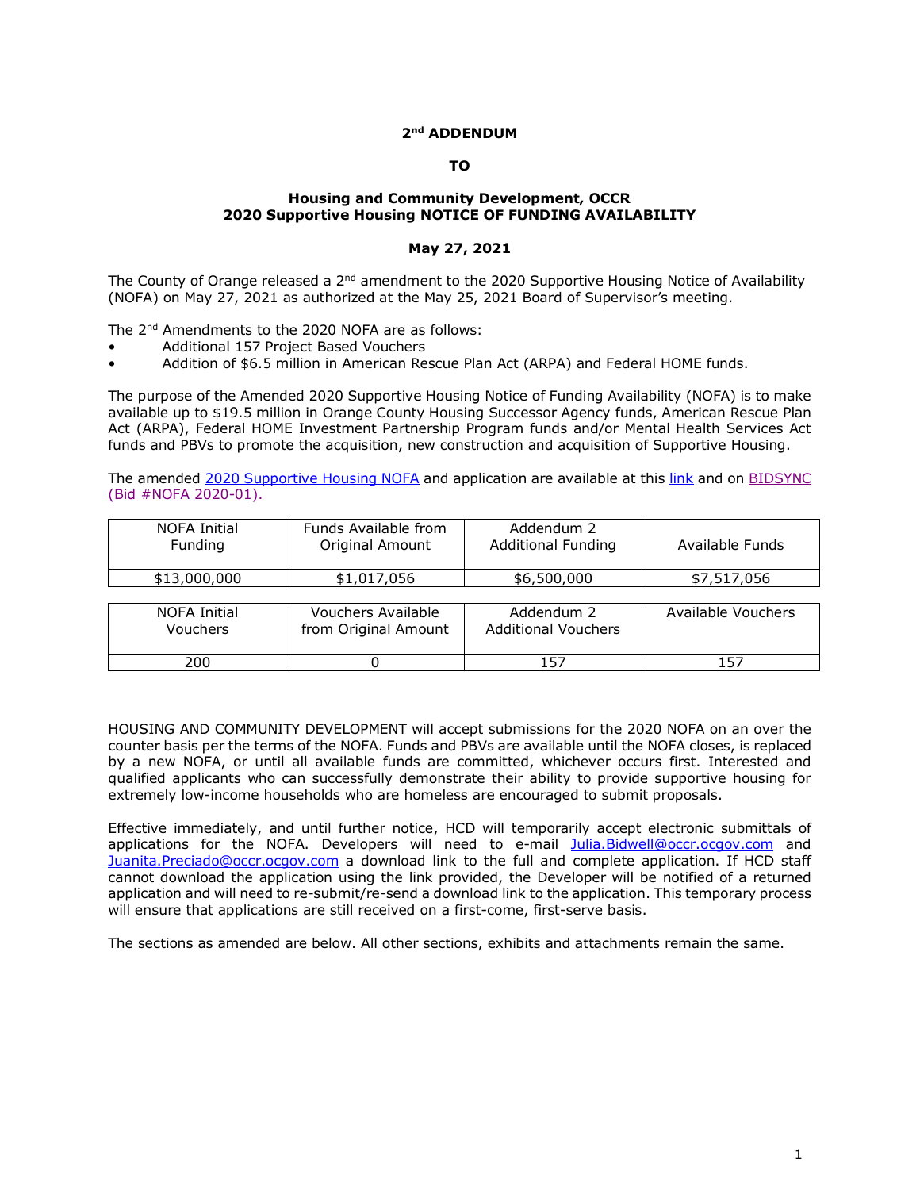**2nd ADDENDUM**

**TO**

**Housing and Community Development, OCCR**
**2020 Supportive Housing NOTICE OF FUNDING AVAILABILITY**

**May 27, 2021**

The County of Orange released a 2nd amendment to the 2020 Supportive Housing Notice of Availability (NOFA) on May 27, 2021 as authorized at the May 25, 2021 Board of Supervisor's meeting.

The 2nd Amendments to the 2020 NOFA are as follows:

- Additional 157 Project Based Vouchers
- Addition of $6.5 million in American Rescue Plan Act (ARPA) and Federal HOME funds.

The purpose of the Amended 2020 Supportive Housing Notice of Funding Availability (NOFA) is to make available up to $19.5 million in Orange County Housing Successor Agency funds, American Rescue Plan Act (ARPA), Federal HOME Investment Partnership Program funds and/or Mental Health Services Act funds and PBVs to promote the acquisition, new construction and acquisition of Supportive Housing.

The amended 2020 Supportive Housing NOFA and application are available at this link and on BIDSYNC (Bid #NOFA 2020-01).

| NOFA Initial Funding | Funds Available from Original Amount | Addendum 2 Additional Funding | Available Funds |
|---|---|---|---|
| $13,000,000 | $1,017,056 | $6,500,000 | $7,517,056 |

| NOFA Initial Vouchers | Vouchers Available from Original Amount | Addendum 2 Additional Vouchers | Available Vouchers |
|---|---|---|---|
| 200 | 0 | 157 | 157 |

HOUSING AND COMMUNITY DEVELOPMENT will accept submissions for the 2020 NOFA on an over the counter basis per the terms of the NOFA. Funds and PBVs are available until the NOFA closes, is replaced by a new NOFA, or until all available funds are committed, whichever occurs first. Interested and qualified applicants who can successfully demonstrate their ability to provide supportive housing for extremely low-income households who are homeless are encouraged to submit proposals.

Effective immediately, and until further notice, HCD will temporarily accept electronic submittals of applications for the NOFA. Developers will need to e-mail Julia.Bidwell@occr.ocgov.com and Juanita.Preciado@occr.ocgov.com a download link to the full and complete application. If HCD staff cannot download the application using the link provided, the Developer will be notified of a returned application and will need to re-submit/re-send a download link to the application. This temporary process will ensure that applications are still received on a first-come, first-serve basis.

The sections as amended are below. All other sections, exhibits and attachments remain the same.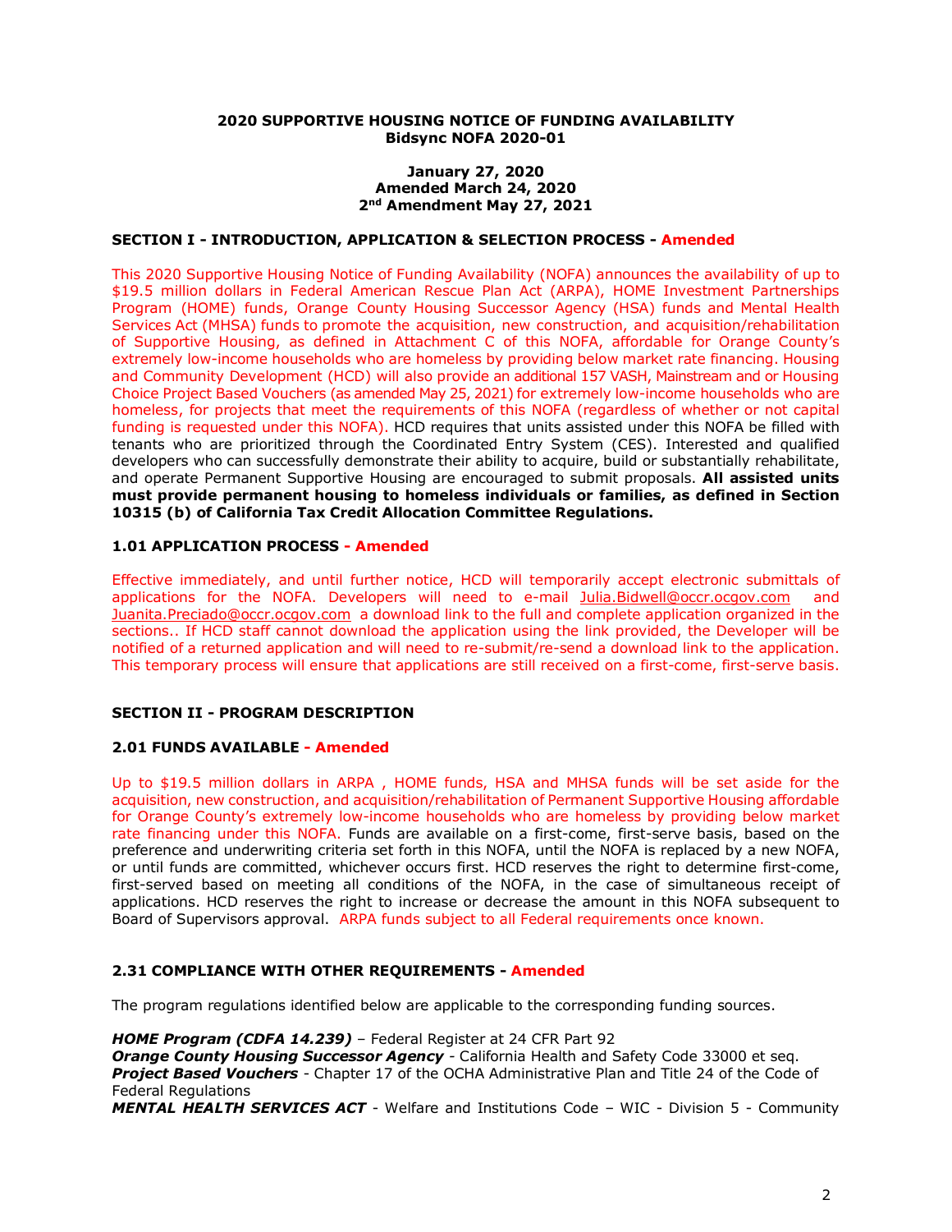**2020 SUPPORTIVE HOUSING NOTICE OF FUNDING AVAILABILITY**
**Bidsync NOFA 2020-01**

**January 27, 2020**
**Amended March 24, 2020**
**2nd Amendment May 27, 2021**

## SECTION I - INTRODUCTION, APPLICATION & SELECTION PROCESS - Amended

This 2020 Supportive Housing Notice of Funding Availability (NOFA) announces the availability of up to $19.5 million dollars in Federal American Rescue Plan Act (ARPA), HOME Investment Partnerships Program (HOME) funds, Orange County Housing Successor Agency (HSA) funds and Mental Health Services Act (MHSA) funds to promote the acquisition, new construction, and acquisition/rehabilitation of Supportive Housing, as defined in Attachment C of this NOFA, affordable for Orange County's extremely low-income households who are homeless by providing below market rate financing. Housing and Community Development (HCD) will also provide an additional 157 VASH, Mainstream and or Housing Choice Project Based Vouchers (as amended May 25, 2021) for extremely low-income households who are homeless, for projects that meet the requirements of this NOFA (regardless of whether or not capital funding is requested under this NOFA). HCD requires that units assisted under this NOFA be filled with tenants who are prioritized through the Coordinated Entry System (CES). Interested and qualified developers who can successfully demonstrate their ability to acquire, build or substantially rehabilitate, and operate Permanent Supportive Housing are encouraged to submit proposals. **All assisted units must provide permanent housing to homeless individuals or families, as defined in Section 10315 (b) of California Tax Credit Allocation Committee Regulations.**

### 1.01 APPLICATION PROCESS - Amended

Effective immediately, and until further notice, HCD will temporarily accept electronic submittals of applications for the NOFA. Developers will need to e-mail Julia.Bidwell@occr.ocgov.com and Juanita.Preciado@occr.ocgov.com a download link to the full and complete application organized in the sections.. If HCD staff cannot download the application using the link provided, the Developer will be notified of a returned application and will need to re-submit/re-send a download link to the application. This temporary process will ensure that applications are still received on a first-come, first-serve basis.

## SECTION II - PROGRAM DESCRIPTION

### 2.01 FUNDS AVAILABLE - Amended

Up to $19.5 million dollars in ARPA , HOME funds, HSA and MHSA funds will be set aside for the acquisition, new construction, and acquisition/rehabilitation of Permanent Supportive Housing affordable for Orange County's extremely low-income households who are homeless by providing below market rate financing under this NOFA. Funds are available on a first-come, first-serve basis, based on the preference and underwriting criteria set forth in this NOFA, until the NOFA is replaced by a new NOFA, or until funds are committed, whichever occurs first. HCD reserves the right to determine first-come, first-served based on meeting all conditions of the NOFA, in the case of simultaneous receipt of applications. HCD reserves the right to increase or decrease the amount in this NOFA subsequent to Board of Supervisors approval. ARPA funds subject to all Federal requirements once known.

### 2.31 COMPLIANCE WITH OTHER REQUIREMENTS - Amended

The program regulations identified below are applicable to the corresponding funding sources.

***HOME Program (CDFA 14.239)*** – Federal Register at 24 CFR Part 92
***Orange County Housing Successor Agency*** - California Health and Safety Code 33000 et seq.
***Project Based Vouchers*** - Chapter 17 of the OCHA Administrative Plan and Title 24 of the Code of Federal Regulations
***MENTAL HEALTH SERVICES ACT*** - Welfare and Institutions Code – WIC - Division 5 - Community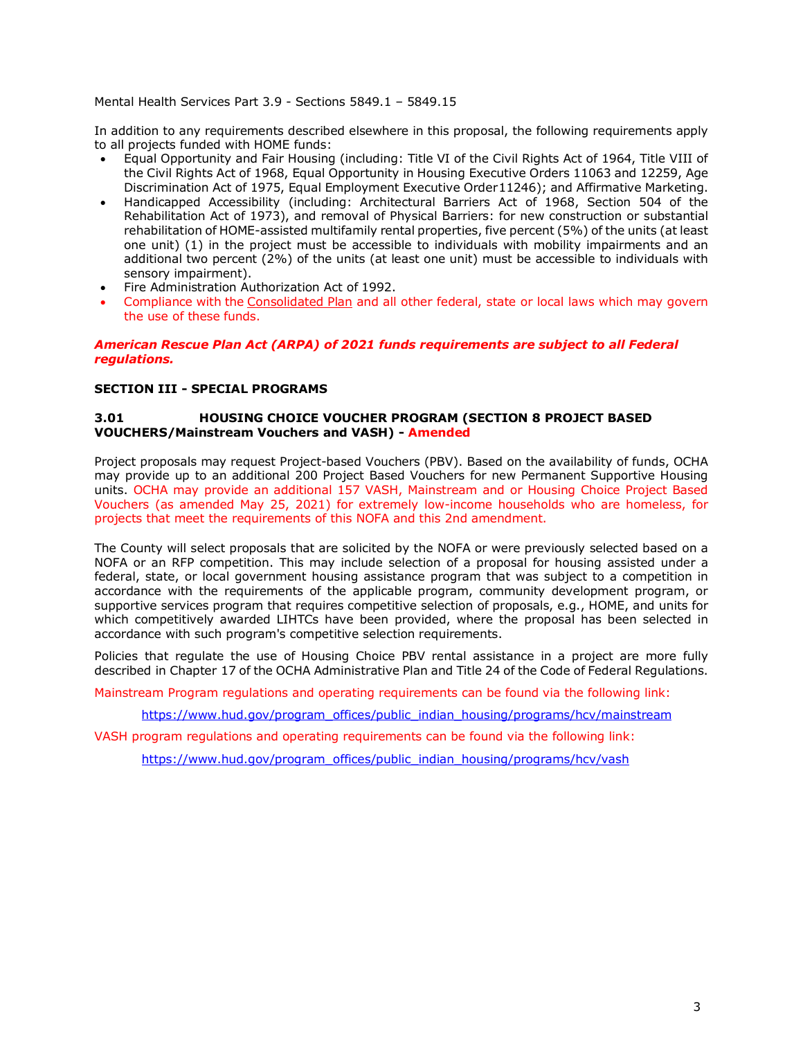Mental Health Services Part 3.9 - Sections 5849.1 – 5849.15

In addition to any requirements described elsewhere in this proposal, the following requirements apply to all projects funded with HOME funds:

- Equal Opportunity and Fair Housing (including: Title VI of the Civil Rights Act of 1964, Title VIII of the Civil Rights Act of 1968, Equal Opportunity in Housing Executive Orders 11063 and 12259, Age Discrimination Act of 1975, Equal Employment Executive Order11246); and Affirmative Marketing.
- Handicapped Accessibility (including: Architectural Barriers Act of 1968, Section 504 of the Rehabilitation Act of 1973), and removal of Physical Barriers: for new construction or substantial rehabilitation of HOME-assisted multifamily rental properties, five percent (5%) of the units (at least one unit) (1) in the project must be accessible to individuals with mobility impairments and an additional two percent (2%) of the units (at least one unit) must be accessible to individuals with sensory impairment).
- Fire Administration Authorization Act of 1992.
- Compliance with the Consolidated Plan and all other federal, state or local laws which may govern the use of these funds.

***American Rescue Plan Act (ARPA) of 2021 funds requirements are subject to all Federal regulations.***

## SECTION III - SPECIAL PROGRAMS

### 3.01 HOUSING CHOICE VOUCHER PROGRAM (SECTION 8 PROJECT BASED VOUCHERS/Mainstream Vouchers and VASH) - Amended

Project proposals may request Project-based Vouchers (PBV). Based on the availability of funds, OCHA may provide up to an additional 200 Project Based Vouchers for new Permanent Supportive Housing units. OCHA may provide an additional 157 VASH, Mainstream and or Housing Choice Project Based Vouchers (as amended May 25, 2021) for extremely low-income households who are homeless, for projects that meet the requirements of this NOFA and this 2nd amendment.

The County will select proposals that are solicited by the NOFA or were previously selected based on a NOFA or an RFP competition. This may include selection of a proposal for housing assisted under a federal, state, or local government housing assistance program that was subject to a competition in accordance with the requirements of the applicable program, community development program, or supportive services program that requires competitive selection of proposals, e.g., HOME, and units for which competitively awarded LIHTCs have been provided, where the proposal has been selected in accordance with such program's competitive selection requirements.

Policies that regulate the use of Housing Choice PBV rental assistance in a project are more fully described in Chapter 17 of the OCHA Administrative Plan and Title 24 of the Code of Federal Regulations.

Mainstream Program regulations and operating requirements can be found via the following link:

https://www.hud.gov/program_offices/public_indian_housing/programs/hcv/mainstream

VASH program regulations and operating requirements can be found via the following link:

https://www.hud.gov/program_offices/public_indian_housing/programs/hcv/vash